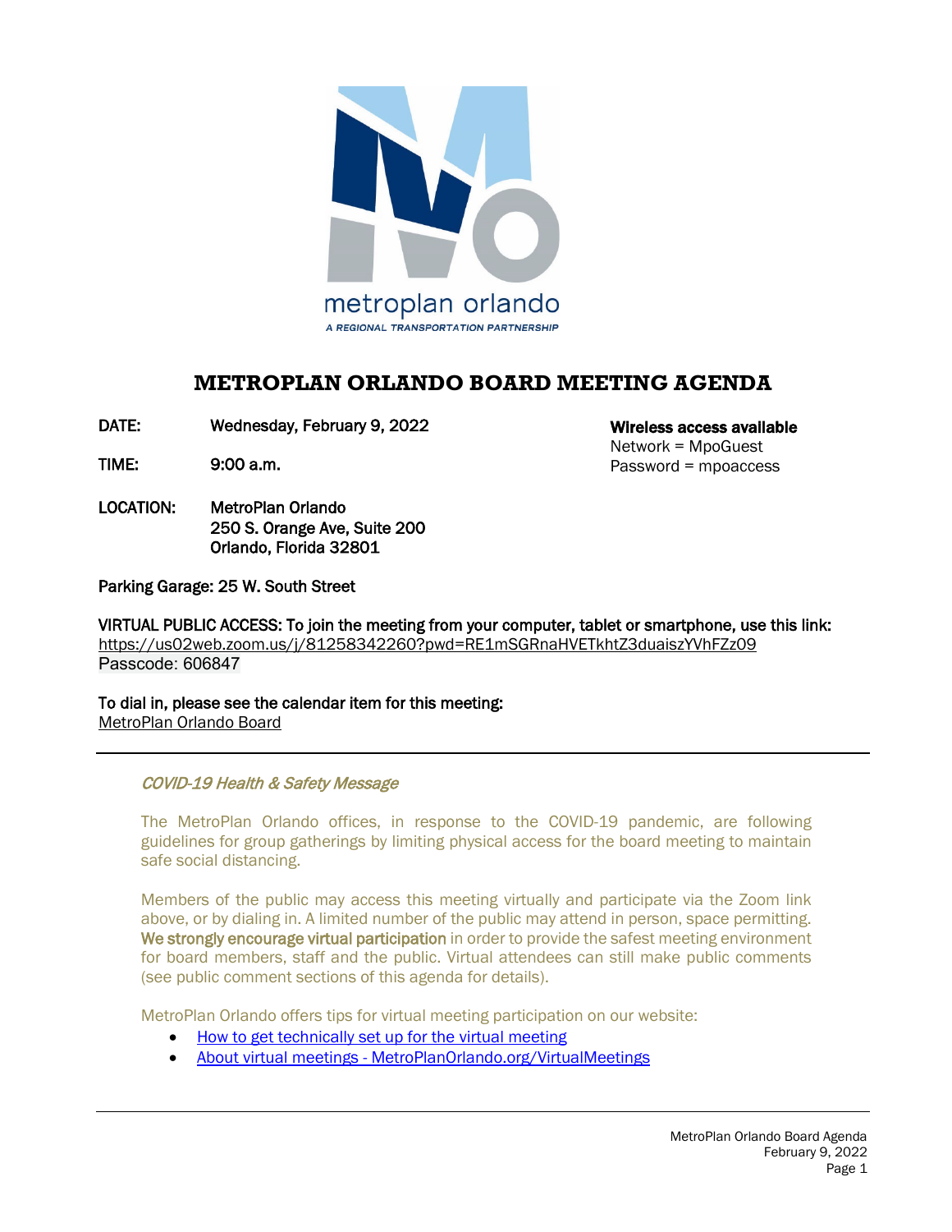metroplan orlando

*A REGIONAL TRANSPORTATION PARTNERSHIP*

# METROPLAN ORLANDO BOARD MEETING AGENDA

**DATE:** Wednesday, February 9, 2022

**TIME:** 9:00 a.m.

**LOCATION:** MetroPlan Orlando
250 S. Orange Ave, Suite 200
Orlando, Florida 32801

**Wireless access available**
Network = MpoGuest
Password = mpoaccess

Parking Garage: 25 W. South Street

VIRTUAL PUBLIC ACCESS: To join the meeting from your computer, tablet or smartphone, use this link:
https://us02web.zoom.us/j/81258342260?pwd=RE1mSGRnaHVETkhtZ3duaiszYVhFZz09
Passcode: 606847

To dial in, please see the calendar item for this meeting:
MetroPlan Orlando Board

---

*COVID-19 Health & Safety Message*

The MetroPlan Orlando offices, in response to the COVID-19 pandemic, are following guidelines for group gatherings by limiting physical access for the board meeting to maintain safe social distancing.

Members of the public may access this meeting virtually and participate via the Zoom link above, or by dialing in. A limited number of the public may attend in person, space permitting. **We strongly encourage virtual participation** in order to provide the safest meeting environment for board members, staff and the public. Virtual attendees can still make public comments (see public comment sections of this agenda for details).

MetroPlan Orlando offers tips for virtual meeting participation on our website:

- How to get technically set up for the virtual meeting
- About virtual meetings - MetroPlanOrlando.org/VirtualMeetings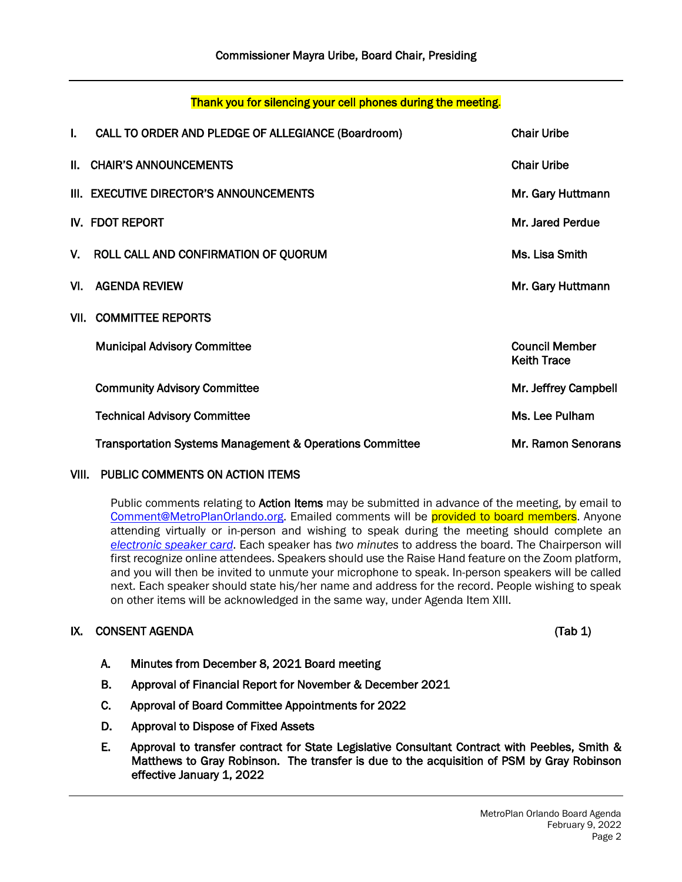Commissioner Mayra Uribe, Board Chair, Presiding

---

Thank you for silencing your cell phones during the meeting.

| | | |
|---|---|---|
| **I.** | **CALL TO ORDER AND PLEDGE OF ALLEGIANCE (Boardroom)** | **Chair Uribe** |
| **II.** | **CHAIR'S ANNOUNCEMENTS** | **Chair Uribe** |
| **III.** | **EXECUTIVE DIRECTOR'S ANNOUNCEMENTS** | **Mr. Gary Huttmann** |
| **IV.** | **FDOT REPORT** | **Mr. Jared Perdue** |
| **V.** | **ROLL CALL AND CONFIRMATION OF QUORUM** | **Ms. Lisa Smith** |
| **VI.** | **AGENDA REVIEW** | **Mr. Gary Huttmann** |
| **VII.** | **COMMITTEE REPORTS** | |
| | **Municipal Advisory Committee** | **Council Member Keith Trace** |
| | **Community Advisory Committee** | **Mr. Jeffrey Campbell** |
| | **Technical Advisory Committee** | **Ms. Lee Pulham** |
| | **Transportation Systems Management & Operations Committee** | **Mr. Ramon Senorans** |

**VIII. PUBLIC COMMENTS ON ACTION ITEMS**

Public comments relating to **Action Items** may be submitted in advance of the meeting, by email to Comment@MetroPlanOrlando.org. Emailed comments will be provided to board members. Anyone attending virtually or in-person and wishing to speak during the meeting should complete an *electronic speaker card*. Each speaker has *two minutes* to address the board. The Chairperson will first recognize online attendees. Speakers should use the Raise Hand feature on the Zoom platform, and you will then be invited to unmute your microphone to speak. In-person speakers will be called next. Each speaker should state his/her name and address for the record. People wishing to speak on other items will be acknowledged in the same way, under Agenda Item XIII.

**IX. CONSENT AGENDA** **(Tab 1)**

- **A.** **Minutes from December 8, 2021 Board meeting**
- **B.** **Approval of Financial Report for November & December 2021**
- **C.** **Approval of Board Committee Appointments for 2022**
- **D.** **Approval to Dispose of Fixed Assets**
- **E.** **Approval to transfer contract for State Legislative Consultant Contract with Peebles, Smith & Matthews to Gray Robinson. The transfer is due to the acquisition of PSM by Gray Robinson effective January 1, 2022**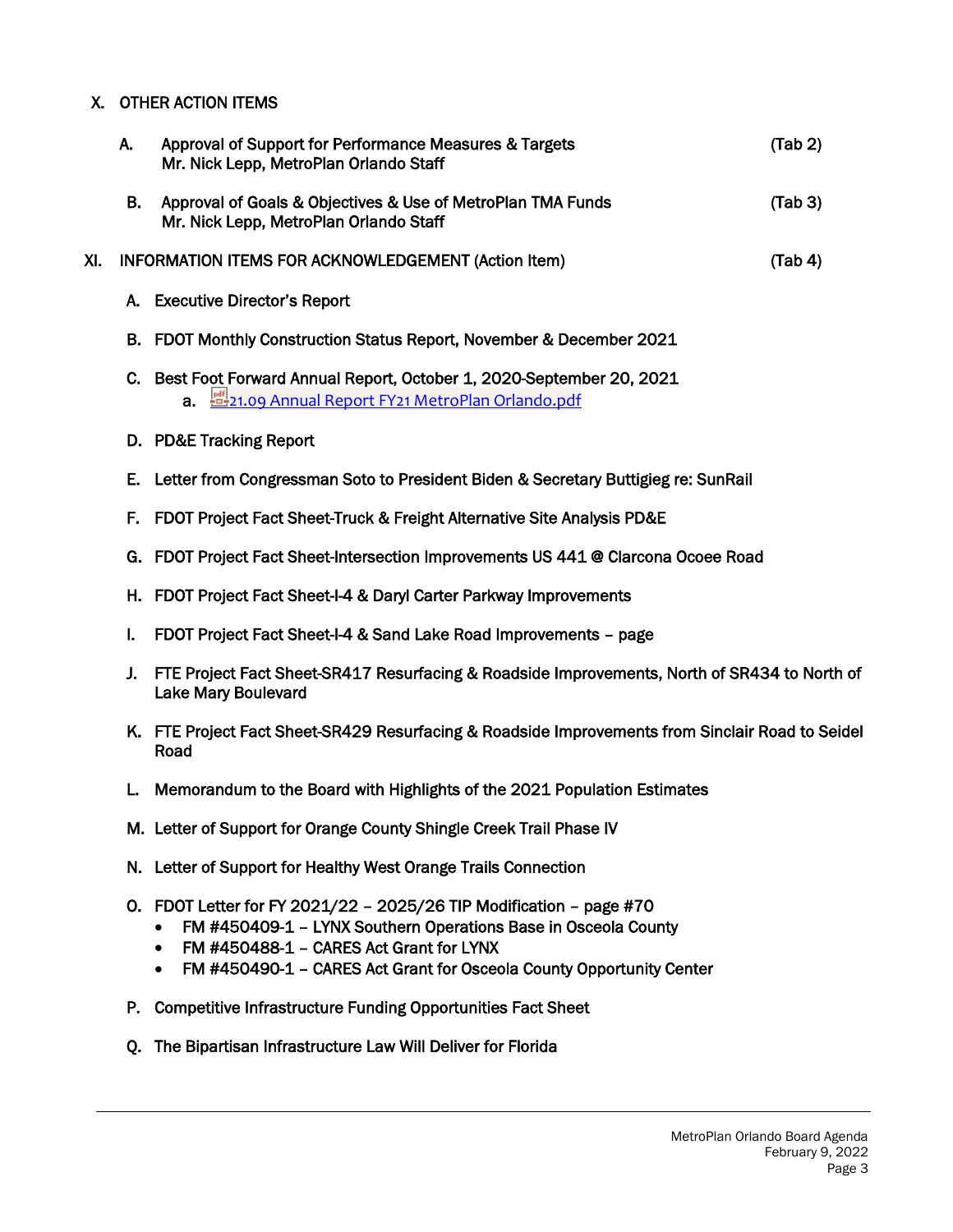X. OTHER ACTION ITEMS

A. Approval of Support for Performance Measures & Targets (Tab 2)
Mr. Nick Lepp, MetroPlan Orlando Staff

B. Approval of Goals & Objectives & Use of MetroPlan TMA Funds (Tab 3)
Mr. Nick Lepp, MetroPlan Orlando Staff

XI. INFORMATION ITEMS FOR ACKNOWLEDGEMENT (Action Item) (Tab 4)

A. Executive Director's Report

B. FDOT Monthly Construction Status Report, November & December 2021

C. Best Foot Forward Annual Report, October 1, 2020-September 20, 2021
   a. 21.09 Annual Report FY21 MetroPlan Orlando.pdf

D. PD&E Tracking Report

E. Letter from Congressman Soto to President Biden & Secretary Buttigieg re: SunRail

F. FDOT Project Fact Sheet-Truck & Freight Alternative Site Analysis PD&E

G. FDOT Project Fact Sheet-Intersection Improvements US 441 @ Clarcona Ocoee Road

H. FDOT Project Fact Sheet-I-4 & Daryl Carter Parkway Improvements

I. FDOT Project Fact Sheet-I-4 & Sand Lake Road Improvements – page

J. FTE Project Fact Sheet-SR417 Resurfacing & Roadside Improvements, North of SR434 to North of Lake Mary Boulevard

K. FTE Project Fact Sheet-SR429 Resurfacing & Roadside Improvements from Sinclair Road to Seidel Road

L. Memorandum to the Board with Highlights of the 2021 Population Estimates

M. Letter of Support for Orange County Shingle Creek Trail Phase IV

N. Letter of Support for Healthy West Orange Trails Connection

O. FDOT Letter for FY 2021/22 – 2025/26 TIP Modification – page #70
   - FM #450409-1 – LYNX Southern Operations Base in Osceola County
   - FM #450488-1 – CARES Act Grant for LYNX
   - FM #450490-1 – CARES Act Grant for Osceola County Opportunity Center

P. Competitive Infrastructure Funding Opportunities Fact Sheet

Q. The Bipartisan Infrastructure Law Will Deliver for Florida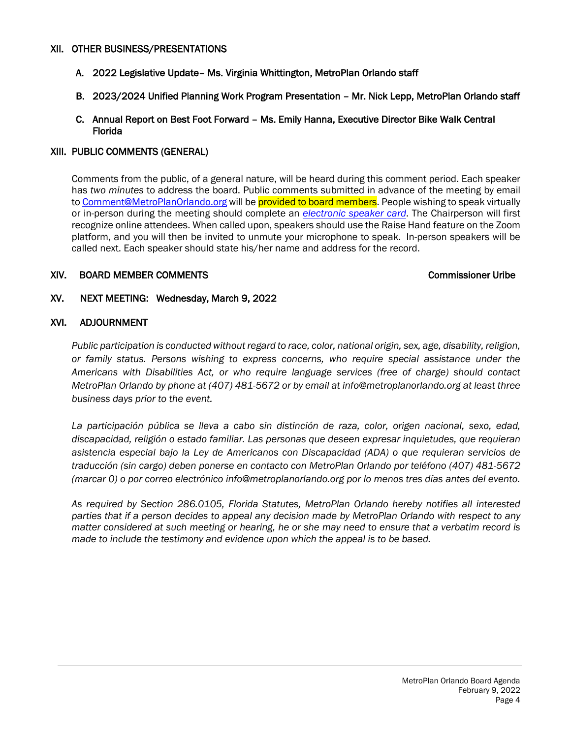## XII. OTHER BUSINESS/PRESENTATIONS

A. 2022 Legislative Update– Ms. Virginia Whittington, MetroPlan Orlando staff

B. 2023/2024 Unified Planning Work Program Presentation – Mr. Nick Lepp, MetroPlan Orlando staff

C. Annual Report on Best Foot Forward – Ms. Emily Hanna, Executive Director Bike Walk Central Florida

## XIII. PUBLIC COMMENTS (GENERAL)

Comments from the public, of a general nature, will be heard during this comment period. Each speaker has *two minutes* to address the board. Public comments submitted in advance of the meeting by email to Comment@MetroPlanOrlando.org will be provided to board members. People wishing to speak virtually or in-person during the meeting should complete an *electronic speaker card*. The Chairperson will first recognize online attendees. When called upon, speakers should use the Raise Hand feature on the Zoom platform, and you will then be invited to unmute your microphone to speak. In-person speakers will be called next. Each speaker should state his/her name and address for the record.

## XIV. BOARD MEMBER COMMENTS — Commissioner Uribe

## XV. NEXT MEETING: Wednesday, March 9, 2022

## XVI. ADJOURNMENT

*Public participation is conducted without regard to race, color, national origin, sex, age, disability, religion, or family status. Persons wishing to express concerns, who require special assistance under the Americans with Disabilities Act, or who require language services (free of charge) should contact MetroPlan Orlando by phone at (407) 481-5672 or by email at info@metroplanorlando.org at least three business days prior to the event.*

*La participación pública se lleva a cabo sin distinción de raza, color, origen nacional, sexo, edad, discapacidad, religión o estado familiar. Las personas que deseen expresar inquietudes, que requieran asistencia especial bajo la Ley de Americanos con Discapacidad (ADA) o que requieran servicios de traducción (sin cargo) deben ponerse en contacto con MetroPlan Orlando por teléfono (407) 481-5672 (marcar 0) o por correo electrónico info@metroplanorlando.org por lo menos tres días antes del evento.*

*As required by Section 286.0105, Florida Statutes, MetroPlan Orlando hereby notifies all interested parties that if a person decides to appeal any decision made by MetroPlan Orlando with respect to any matter considered at such meeting or hearing, he or she may need to ensure that a verbatim record is made to include the testimony and evidence upon which the appeal is to be based.*